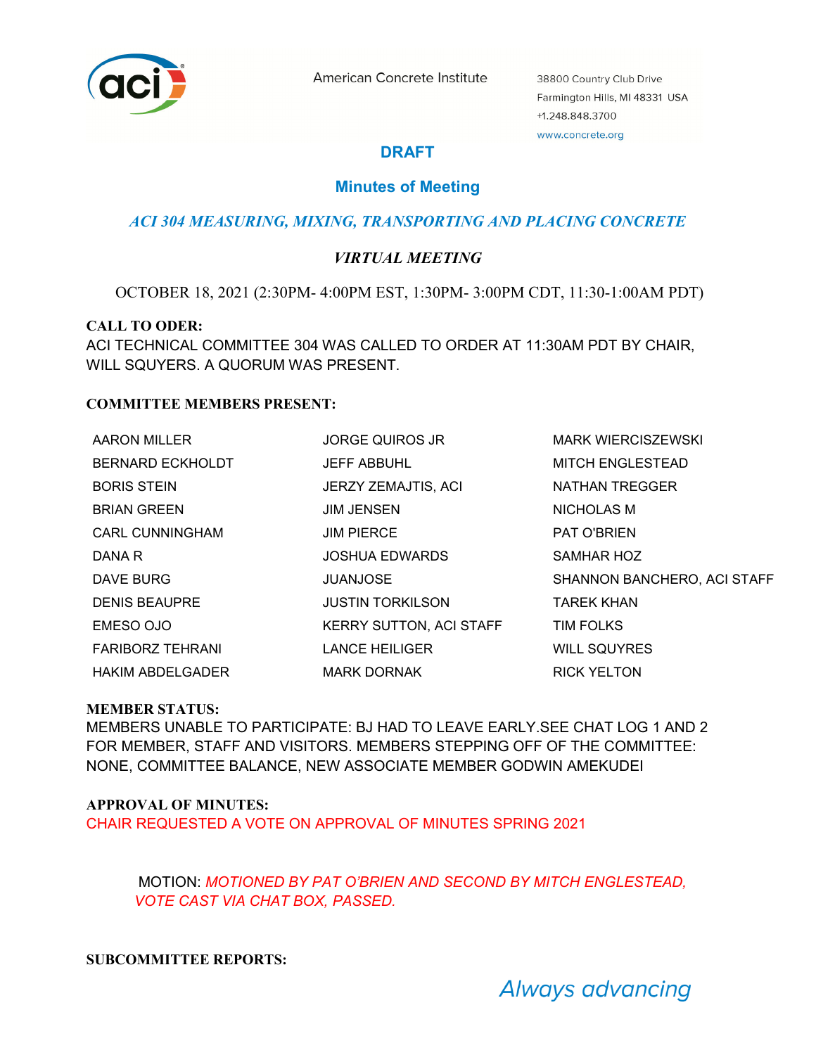American Concrete Institute

38800 Country Club Drive
Farmington Hills, MI 48331 USA
+1.248.848.3700
www.concrete.org

## DRAFT

## Minutes of Meeting

### *ACI 304 MEASURING, MIXING, TRANSPORTING AND PLACING CONCRETE*

### *VIRTUAL MEETING*

OCTOBER 18, 2021 (2:30PM- 4:00PM EST, 1:30PM- 3:00PM CDT, 11:30-1:00AM PDT)

**CALL TO ODER:**
ACI TECHNICAL COMMITTEE 304 WAS CALLED TO ORDER AT 11:30AM PDT BY CHAIR, WILL SQUYERS. A QUORUM WAS PRESENT.

**COMMITTEE MEMBERS PRESENT:**

| | | |
|---|---|---|
| AARON MILLER | JORGE QUIROS JR | MARK WIERCISZEWSKI |
| BERNARD ECKHOLDT | JEFF ABBUHL | MITCH ENGLESTEAD |
| BORIS STEIN | JERZY ZEMAJTIS, ACI | NATHAN TREGGER |
| BRIAN GREEN | JIM JENSEN | NICHOLAS M |
| CARL CUNNINGHAM | JIM PIERCE | PAT O'BRIEN |
| DANA R | JOSHUA EDWARDS | SAMHAR HOZ |
| DAVE BURG | JUANJOSE | SHANNON BANCHERO, ACI STAFF |
| DENIS BEAUPRE | JUSTIN TORKILSON | TAREK KHAN |
| EMESO OJO | KERRY SUTTON, ACI STAFF | TIM FOLKS |
| FARIBORZ TEHRANI | LANCE HEILIGER | WILL SQUYRES |
| HAKIM ABDELGADER | MARK DORNAK | RICK YELTON |

**MEMBER STATUS:**
MEMBERS UNABLE TO PARTICIPATE: BJ HAD TO LEAVE EARLY.SEE CHAT LOG 1 AND 2 FOR MEMBER, STAFF AND VISITORS. MEMBERS STEPPING OFF OF THE COMMITTEE: NONE, COMMITTEE BALANCE, NEW ASSOCIATE MEMBER GODWIN AMEKUDEI

**APPROVAL OF MINUTES:**
CHAIR REQUESTED A VOTE ON APPROVAL OF MINUTES SPRING 2021

MOTION: *MOTIONED BY PAT O'BRIEN AND SECOND BY MITCH ENGLESTEAD, VOTE CAST VIA CHAT BOX, PASSED.*

**SUBCOMMITTEE REPORTS:**

*Always advancing*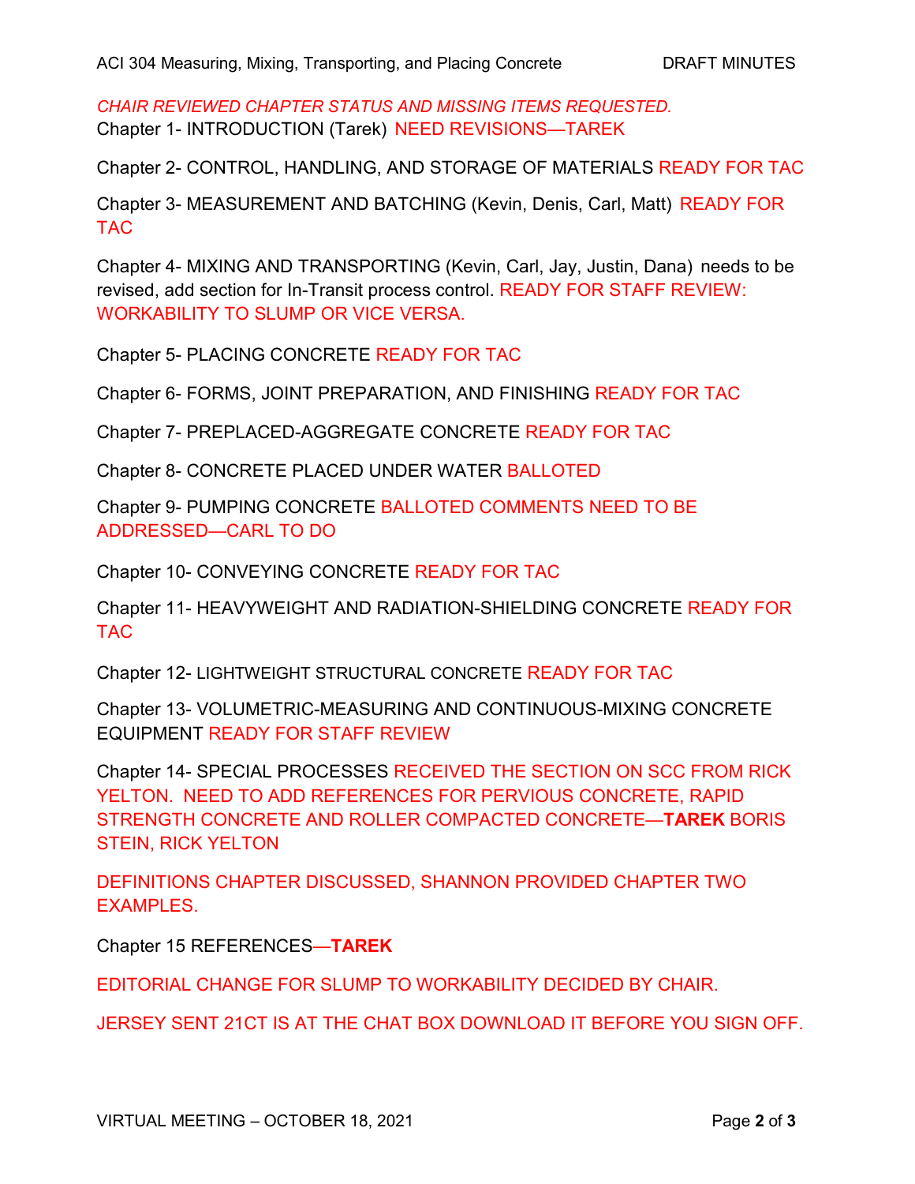*CHAIR REVIEWED CHAPTER STATUS AND MISSING ITEMS REQUESTED.*

Chapter 1- INTRODUCTION (Tarek) NEED REVISIONS—TAREK

Chapter 2- CONTROL, HANDLING, AND STORAGE OF MATERIALS READY FOR TAC

Chapter 3- MEASUREMENT AND BATCHING (Kevin, Denis, Carl, Matt) READY FOR TAC

Chapter 4- MIXING AND TRANSPORTING (Kevin, Carl, Jay, Justin, Dana) needs to be revised, add section for In-Transit process control. READY FOR STAFF REVIEW: WORKABILITY TO SLUMP OR VICE VERSA.

Chapter 5- PLACING CONCRETE READY FOR TAC

Chapter 6- FORMS, JOINT PREPARATION, AND FINISHING READY FOR TAC

Chapter 7- PREPLACED-AGGREGATE CONCRETE READY FOR TAC

Chapter 8- CONCRETE PLACED UNDER WATER BALLOTED

Chapter 9- PUMPING CONCRETE BALLOTED COMMENTS NEED TO BE ADDRESSED—CARL TO DO

Chapter 10- CONVEYING CONCRETE READY FOR TAC

Chapter 11- HEAVYWEIGHT AND RADIATION-SHIELDING CONCRETE READY FOR TAC

Chapter 12- LIGHTWEIGHT STRUCTURAL CONCRETE READY FOR TAC

Chapter 13- VOLUMETRIC-MEASURING AND CONTINUOUS-MIXING CONCRETE EQUIPMENT READY FOR STAFF REVIEW

Chapter 14- SPECIAL PROCESSES RECEIVED THE SECTION ON SCC FROM RICK YELTON. NEED TO ADD REFERENCES FOR PERVIOUS CONCRETE, RAPID STRENGTH CONCRETE AND ROLLER COMPACTED CONCRETE—**TAREK** BORIS STEIN, RICK YELTON

DEFINITIONS CHAPTER DISCUSSED, SHANNON PROVIDED CHAPTER TWO EXAMPLES.

Chapter 15 REFERENCES—**TAREK**

EDITORIAL CHANGE FOR SLUMP TO WORKABILITY DECIDED BY CHAIR.

JERSEY SENT 21CT IS AT THE CHAT BOX DOWNLOAD IT BEFORE YOU SIGN OFF.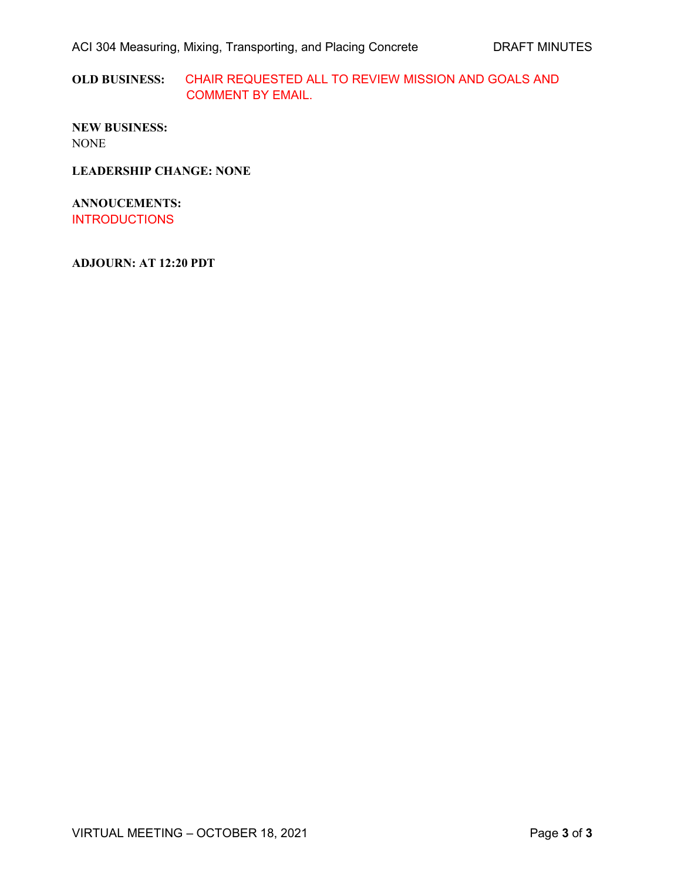**OLD BUSINESS:** CHAIR REQUESTED ALL TO REVIEW MISSION AND GOALS AND COMMENT BY EMAIL.

**NEW BUSINESS:**
NONE

**LEADERSHIP CHANGE: NONE**

**ANNOUCEMENTS:**
INTRODUCTIONS

**ADJOURN: AT 12:20 PDT**